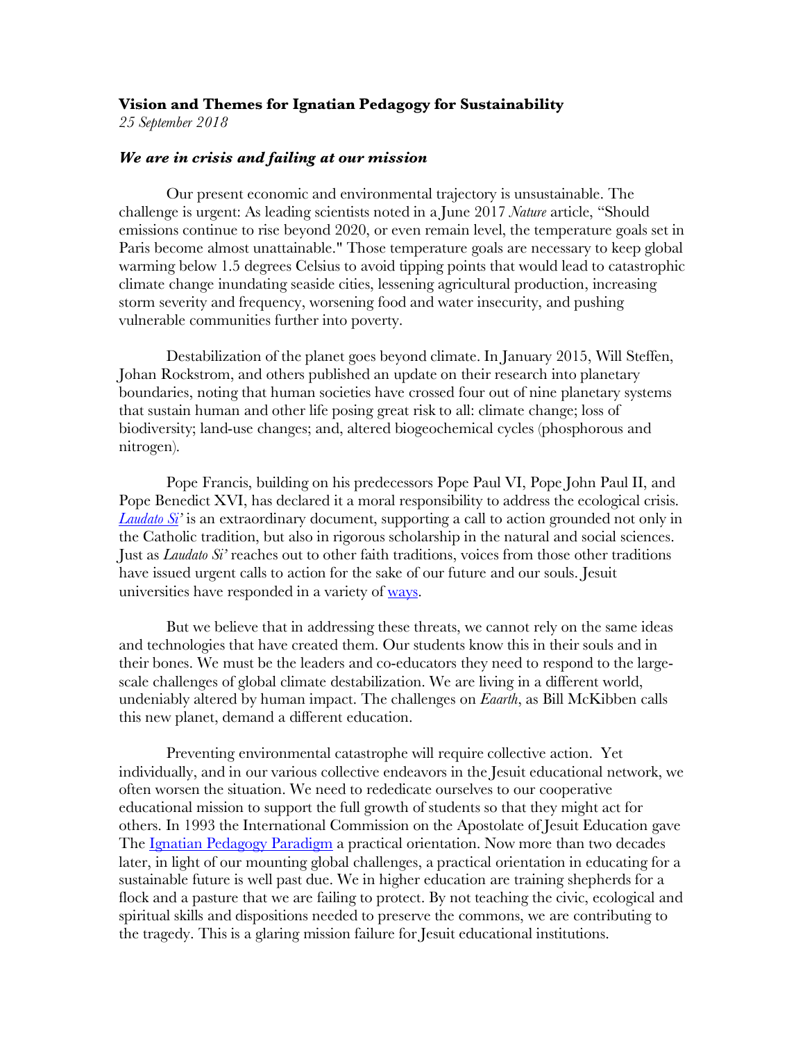**Vision and Themes for Ignatian Pedagogy for Sustainability**

*25 September 2018*

***We are in crisis and failing at our mission***

Our present economic and environmental trajectory is unsustainable. The challenge is urgent: As leading scientists noted in a June 2017 *Nature* article, "Should emissions continue to rise beyond 2020, or even remain level, the temperature goals set in Paris become almost unattainable." Those temperature goals are necessary to keep global warming below 1.5 degrees Celsius to avoid tipping points that would lead to catastrophic climate change inundating seaside cities, lessening agricultural production, increasing storm severity and frequency, worsening food and water insecurity, and pushing vulnerable communities further into poverty.

Destabilization of the planet goes beyond climate. In January 2015, Will Steffen, Johan Rockstrom, and others published an update on their research into planetary boundaries, noting that human societies have crossed four out of nine planetary systems that sustain human and other life posing great risk to all: climate change; loss of biodiversity; land-use changes; and, altered biogeochemical cycles (phosphorous and nitrogen).

Pope Francis, building on his predecessors Pope Paul VI, Pope John Paul II, and Pope Benedict XVI, has declared it a moral responsibility to address the ecological crisis. *Laudato Si'* is an extraordinary document, supporting a call to action grounded not only in the Catholic tradition, but also in rigorous scholarship in the natural and social sciences. Just as *Laudato Si'* reaches out to other faith traditions, voices from those other traditions have issued urgent calls to action for the sake of our future and our souls. Jesuit universities have responded in a variety of ways.

But we believe that in addressing these threats, we cannot rely on the same ideas and technologies that have created them. Our students know this in their souls and in their bones. We must be the leaders and co-educators they need to respond to the large-scale challenges of global climate destabilization. We are living in a different world, undeniably altered by human impact. The challenges on *Eaarth*, as Bill McKibben calls this new planet, demand a different education.

Preventing environmental catastrophe will require collective action. Yet individually, and in our various collective endeavors in the Jesuit educational network, we often worsen the situation. We need to rededicate ourselves to our cooperative educational mission to support the full growth of students so that they might act for others. In 1993 the International Commission on the Apostolate of Jesuit Education gave The Ignatian Pedagogy Paradigm a practical orientation. Now more than two decades later, in light of our mounting global challenges, a practical orientation in educating for a sustainable future is well past due. We in higher education are training shepherds for a flock and a pasture that we are failing to protect. By not teaching the civic, ecological and spiritual skills and dispositions needed to preserve the commons, we are contributing to the tragedy. This is a glaring mission failure for Jesuit educational institutions.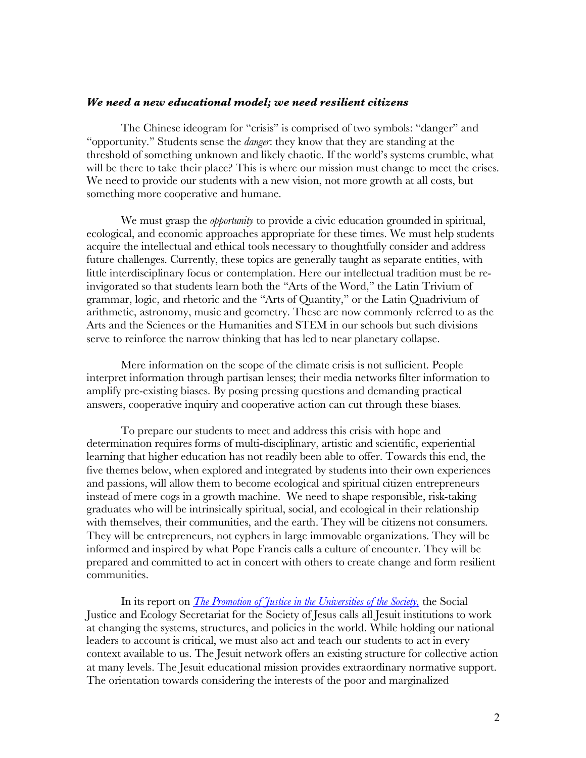### *We need a new educational model; we need resilient citizens*

The Chinese ideogram for "crisis" is comprised of two symbols: "danger" and "opportunity." Students sense the *danger*: they know that they are standing at the threshold of something unknown and likely chaotic. If the world's systems crumble, what will be there to take their place? This is where our mission must change to meet the crises. We need to provide our students with a new vision, not more growth at all costs, but something more cooperative and humane.

We must grasp the *opportunity* to provide a civic education grounded in spiritual, ecological, and economic approaches appropriate for these times. We must help students acquire the intellectual and ethical tools necessary to thoughtfully consider and address future challenges. Currently, these topics are generally taught as separate entities, with little interdisciplinary focus or contemplation. Here our intellectual tradition must be re-invigorated so that students learn both the "Arts of the Word," the Latin Trivium of grammar, logic, and rhetoric and the "Arts of Quantity," or the Latin Quadrivium of arithmetic, astronomy, music and geometry. These are now commonly referred to as the Arts and the Sciences or the Humanities and STEM in our schools but such divisions serve to reinforce the narrow thinking that has led to near planetary collapse.

Mere information on the scope of the climate crisis is not sufficient. People interpret information through partisan lenses; their media networks filter information to amplify pre-existing biases. By posing pressing questions and demanding practical answers, cooperative inquiry and cooperative action can cut through these biases.

To prepare our students to meet and address this crisis with hope and determination requires forms of multi-disciplinary, artistic and scientific, experiential learning that higher education has not readily been able to offer. Towards this end, the five themes below, when explored and integrated by students into their own experiences and passions, will allow them to become ecological and spiritual citizen entrepreneurs instead of mere cogs in a growth machine. We need to shape responsible, risk-taking graduates who will be intrinsically spiritual, social, and ecological in their relationship with themselves, their communities, and the earth. They will be citizens not consumers. They will be entrepreneurs, not cyphers in large immovable organizations. They will be informed and inspired by what Pope Francis calls a culture of encounter. They will be prepared and committed to act in concert with others to create change and form resilient communities.

In its report on *The Promotion of Justice in the Universities of the Society*, the Social Justice and Ecology Secretariat for the Society of Jesus calls all Jesuit institutions to work at changing the systems, structures, and policies in the world. While holding our national leaders to account is critical, we must also act and teach our students to act in every context available to us. The Jesuit network offers an existing structure for collective action at many levels. The Jesuit educational mission provides extraordinary normative support. The orientation towards considering the interests of the poor and marginalized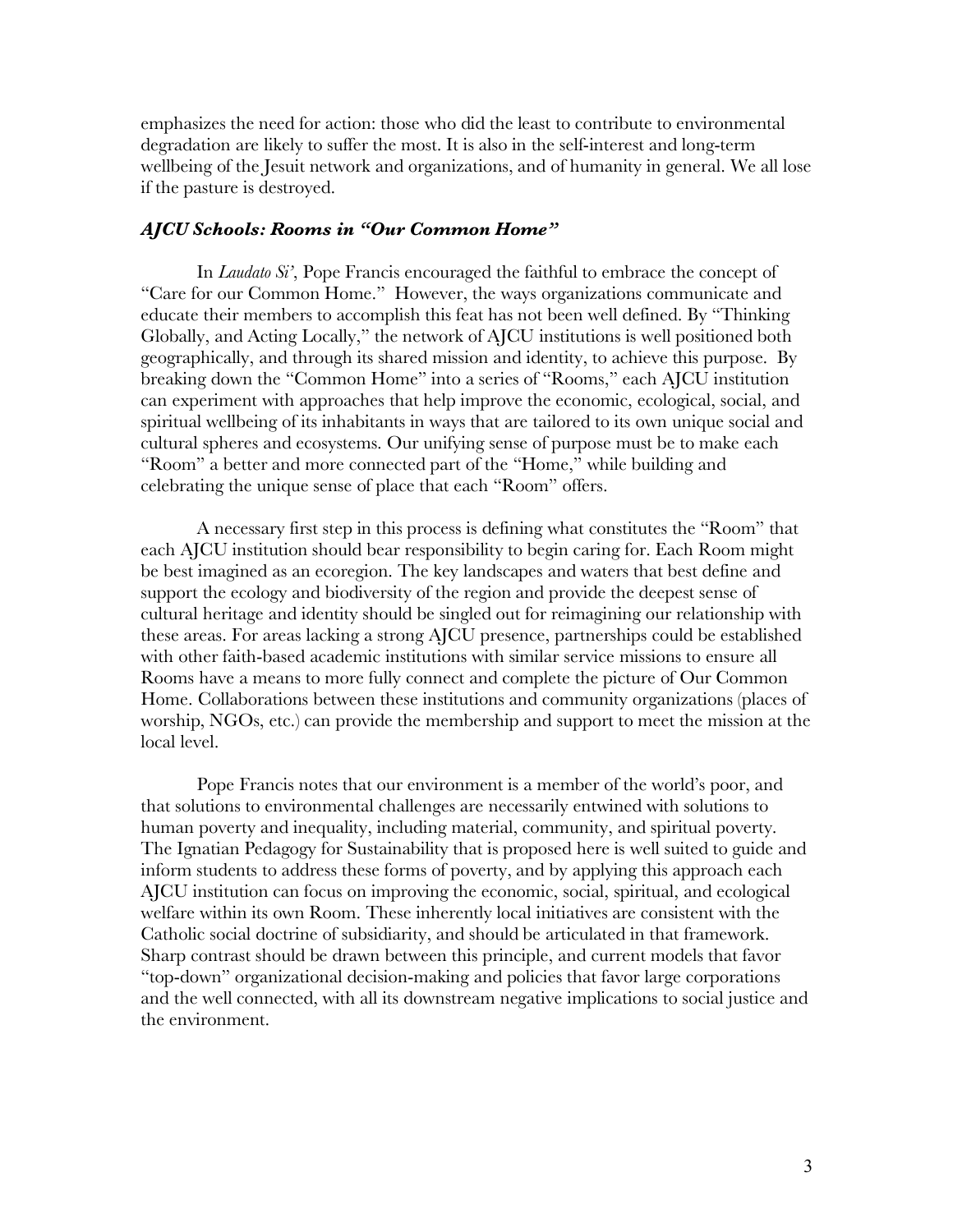emphasizes the need for action: those who did the least to contribute to environmental degradation are likely to suffer the most. It is also in the self-interest and long-term wellbeing of the Jesuit network and organizations, and of humanity in general. We all lose if the pasture is destroyed.

### *AJCU Schools: Rooms in "Our Common Home"*

In *Laudato Si'*, Pope Francis encouraged the faithful to embrace the concept of "Care for our Common Home." However, the ways organizations communicate and educate their members to accomplish this feat has not been well defined. By "Thinking Globally, and Acting Locally," the network of AJCU institutions is well positioned both geographically, and through its shared mission and identity, to achieve this purpose. By breaking down the "Common Home" into a series of "Rooms," each AJCU institution can experiment with approaches that help improve the economic, ecological, social, and spiritual wellbeing of its inhabitants in ways that are tailored to its own unique social and cultural spheres and ecosystems. Our unifying sense of purpose must be to make each "Room" a better and more connected part of the "Home," while building and celebrating the unique sense of place that each "Room" offers.

A necessary first step in this process is defining what constitutes the "Room" that each AJCU institution should bear responsibility to begin caring for. Each Room might be best imagined as an ecoregion. The key landscapes and waters that best define and support the ecology and biodiversity of the region and provide the deepest sense of cultural heritage and identity should be singled out for reimagining our relationship with these areas. For areas lacking a strong AJCU presence, partnerships could be established with other faith-based academic institutions with similar service missions to ensure all Rooms have a means to more fully connect and complete the picture of Our Common Home. Collaborations between these institutions and community organizations (places of worship, NGOs, etc.) can provide the membership and support to meet the mission at the local level.

Pope Francis notes that our environment is a member of the world's poor, and that solutions to environmental challenges are necessarily entwined with solutions to human poverty and inequality, including material, community, and spiritual poverty. The Ignatian Pedagogy for Sustainability that is proposed here is well suited to guide and inform students to address these forms of poverty, and by applying this approach each AJCU institution can focus on improving the economic, social, spiritual, and ecological welfare within its own Room. These inherently local initiatives are consistent with the Catholic social doctrine of subsidiarity, and should be articulated in that framework. Sharp contrast should be drawn between this principle, and current models that favor "top-down" organizational decision-making and policies that favor large corporations and the well connected, with all its downstream negative implications to social justice and the environment.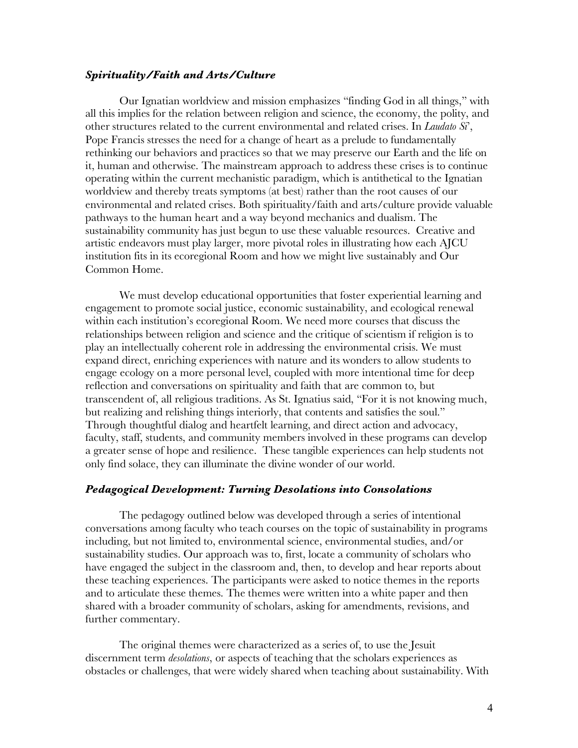### *Spirituality/Faith and Arts/Culture*

Our Ignatian worldview and mission emphasizes "finding God in all things," with all this implies for the relation between religion and science, the economy, the polity, and other structures related to the current environmental and related crises. In *Laudato Si'*, Pope Francis stresses the need for a change of heart as a prelude to fundamentally rethinking our behaviors and practices so that we may preserve our Earth and the life on it, human and otherwise. The mainstream approach to address these crises is to continue operating within the current mechanistic paradigm, which is antithetical to the Ignatian worldview and thereby treats symptoms (at best) rather than the root causes of our environmental and related crises. Both spirituality/faith and arts/culture provide valuable pathways to the human heart and a way beyond mechanics and dualism. The sustainability community has just begun to use these valuable resources. Creative and artistic endeavors must play larger, more pivotal roles in illustrating how each AJCU institution fits in its ecoregional Room and how we might live sustainably and Our Common Home.

We must develop educational opportunities that foster experiential learning and engagement to promote social justice, economic sustainability, and ecological renewal within each institution's ecoregional Room. We need more courses that discuss the relationships between religion and science and the critique of scientism if religion is to play an intellectually coherent role in addressing the environmental crisis. We must expand direct, enriching experiences with nature and its wonders to allow students to engage ecology on a more personal level, coupled with more intentional time for deep reflection and conversations on spirituality and faith that are common to, but transcendent of, all religious traditions. As St. Ignatius said, "For it is not knowing much, but realizing and relishing things interiorly, that contents and satisfies the soul." Through thoughtful dialog and heartfelt learning, and direct action and advocacy, faculty, staff, students, and community members involved in these programs can develop a greater sense of hope and resilience. These tangible experiences can help students not only find solace, they can illuminate the divine wonder of our world.

### *Pedagogical Development: Turning Desolations into Consolations*

The pedagogy outlined below was developed through a series of intentional conversations among faculty who teach courses on the topic of sustainability in programs including, but not limited to, environmental science, environmental studies, and/or sustainability studies. Our approach was to, first, locate a community of scholars who have engaged the subject in the classroom and, then, to develop and hear reports about these teaching experiences. The participants were asked to notice themes in the reports and to articulate these themes. The themes were written into a white paper and then shared with a broader community of scholars, asking for amendments, revisions, and further commentary.

The original themes were characterized as a series of, to use the Jesuit discernment term *desolations*, or aspects of teaching that the scholars experiences as obstacles or challenges, that were widely shared when teaching about sustainability. With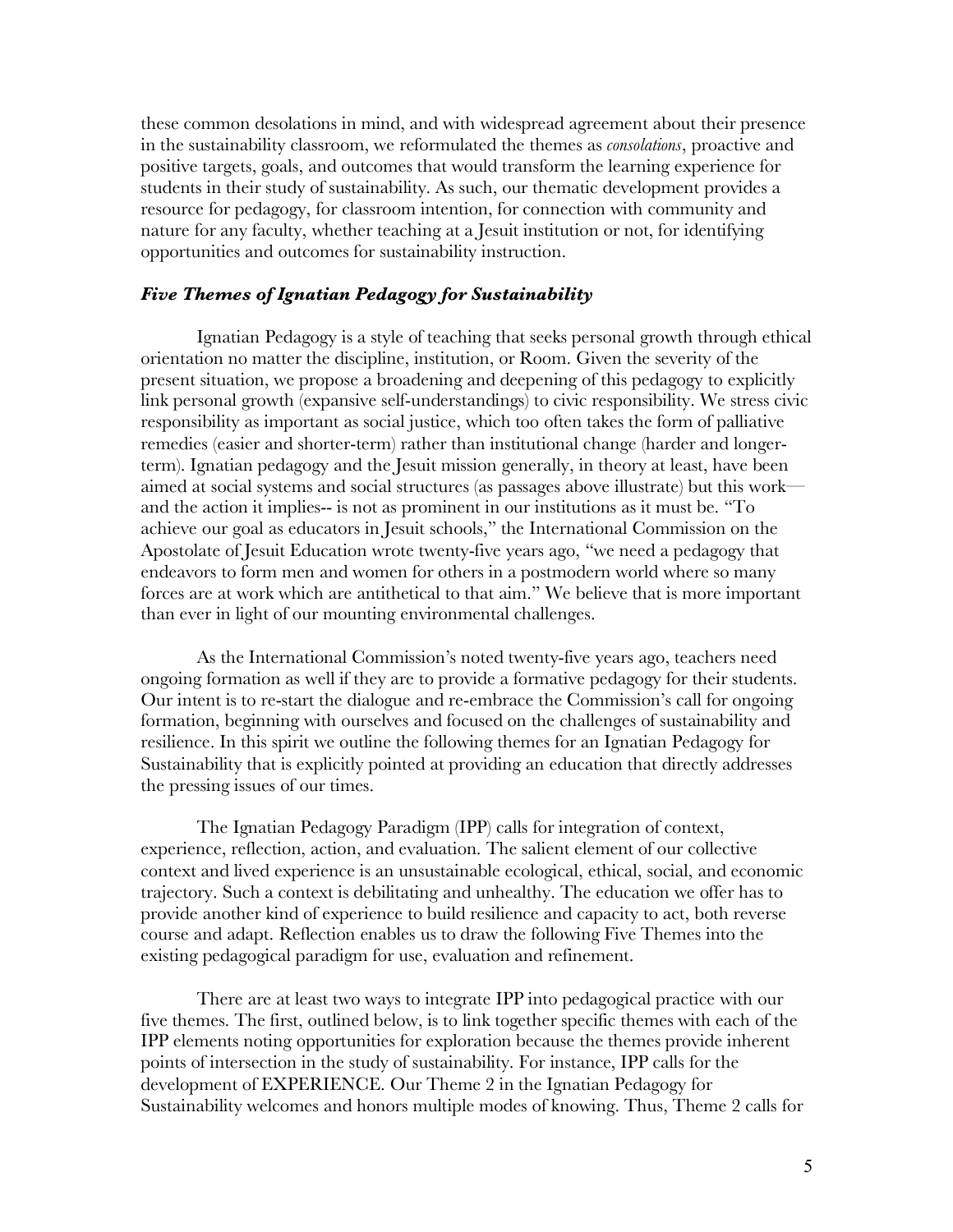these common desolations in mind, and with widespread agreement about their presence in the sustainability classroom, we reformulated the themes as *consolations*, proactive and positive targets, goals, and outcomes that would transform the learning experience for students in their study of sustainability. As such, our thematic development provides a resource for pedagogy, for classroom intention, for connection with community and nature for any faculty, whether teaching at a Jesuit institution or not, for identifying opportunities and outcomes for sustainability instruction.

### *Five Themes of Ignatian Pedagogy for Sustainability*

Ignatian Pedagogy is a style of teaching that seeks personal growth through ethical orientation no matter the discipline, institution, or Room. Given the severity of the present situation, we propose a broadening and deepening of this pedagogy to explicitly link personal growth (expansive self-understandings) to civic responsibility. We stress civic responsibility as important as social justice, which too often takes the form of palliative remedies (easier and shorter-term) rather than institutional change (harder and longer-term). Ignatian pedagogy and the Jesuit mission generally, in theory at least, have been aimed at social systems and social structures (as passages above illustrate) but this work—and the action it implies-- is not as prominent in our institutions as it must be. "To achieve our goal as educators in Jesuit schools," the International Commission on the Apostolate of Jesuit Education wrote twenty-five years ago, "we need a pedagogy that endeavors to form men and women for others in a postmodern world where so many forces are at work which are antithetical to that aim." We believe that is more important than ever in light of our mounting environmental challenges.

As the International Commission's noted twenty-five years ago, teachers need ongoing formation as well if they are to provide a formative pedagogy for their students. Our intent is to re-start the dialogue and re-embrace the Commission's call for ongoing formation, beginning with ourselves and focused on the challenges of sustainability and resilience. In this spirit we outline the following themes for an Ignatian Pedagogy for Sustainability that is explicitly pointed at providing an education that directly addresses the pressing issues of our times.

The Ignatian Pedagogy Paradigm (IPP) calls for integration of context, experience, reflection, action, and evaluation. The salient element of our collective context and lived experience is an unsustainable ecological, ethical, social, and economic trajectory. Such a context is debilitating and unhealthy. The education we offer has to provide another kind of experience to build resilience and capacity to act, both reverse course and adapt. Reflection enables us to draw the following Five Themes into the existing pedagogical paradigm for use, evaluation and refinement.

There are at least two ways to integrate IPP into pedagogical practice with our five themes. The first, outlined below, is to link together specific themes with each of the IPP elements noting opportunities for exploration because the themes provide inherent points of intersection in the study of sustainability. For instance, IPP calls for the development of EXPERIENCE. Our Theme 2 in the Ignatian Pedagogy for Sustainability welcomes and honors multiple modes of knowing. Thus, Theme 2 calls for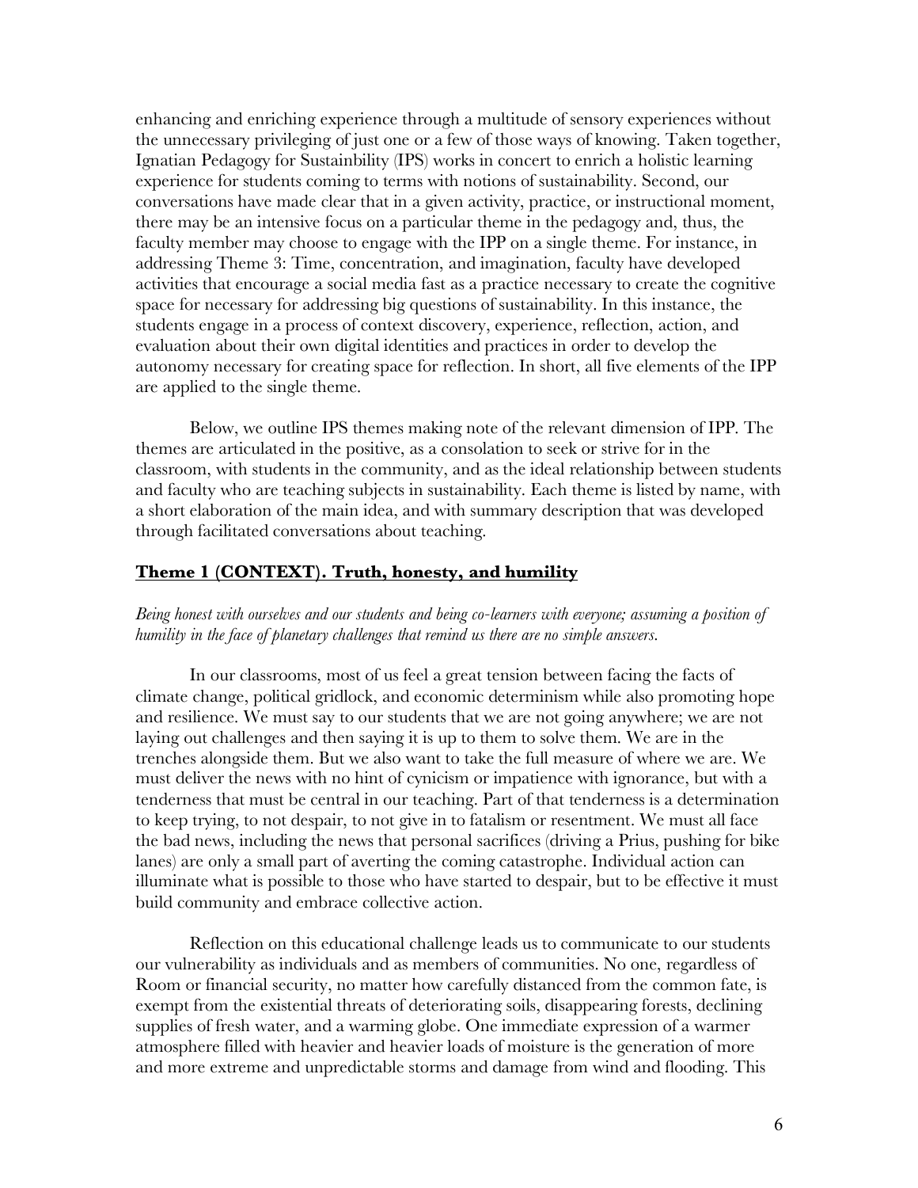enhancing and enriching experience through a multitude of sensory experiences without the unnecessary privileging of just one or a few of those ways of knowing. Taken together, Ignatian Pedagogy for Sustainbility (IPS) works in concert to enrich a holistic learning experience for students coming to terms with notions of sustainability. Second, our conversations have made clear that in a given activity, practice, or instructional moment, there may be an intensive focus on a particular theme in the pedagogy and, thus, the faculty member may choose to engage with the IPP on a single theme. For instance, in addressing Theme 3: Time, concentration, and imagination, faculty have developed activities that encourage a social media fast as a practice necessary to create the cognitive space for necessary for addressing big questions of sustainability. In this instance, the students engage in a process of context discovery, experience, reflection, action, and evaluation about their own digital identities and practices in order to develop the autonomy necessary for creating space for reflection. In short, all five elements of the IPP are applied to the single theme.

Below, we outline IPS themes making note of the relevant dimension of IPP. The themes are articulated in the positive, as a consolation to seek or strive for in the classroom, with students in the community, and as the ideal relationship between students and faculty who are teaching subjects in sustainability. Each theme is listed by name, with a short elaboration of the main idea, and with summary description that was developed through facilitated conversations about teaching.

## Theme 1 (CONTEXT). Truth, honesty, and humility

*Being honest with ourselves and our students and being co-learners with everyone; assuming a position of humility in the face of planetary challenges that remind us there are no simple answers.*

In our classrooms, most of us feel a great tension between facing the facts of climate change, political gridlock, and economic determinism while also promoting hope and resilience. We must say to our students that we are not going anywhere; we are not laying out challenges and then saying it is up to them to solve them. We are in the trenches alongside them. But we also want to take the full measure of where we are. We must deliver the news with no hint of cynicism or impatience with ignorance, but with a tenderness that must be central in our teaching. Part of that tenderness is a determination to keep trying, to not despair, to not give in to fatalism or resentment. We must all face the bad news, including the news that personal sacrifices (driving a Prius, pushing for bike lanes) are only a small part of averting the coming catastrophe. Individual action can illuminate what is possible to those who have started to despair, but to be effective it must build community and embrace collective action.

Reflection on this educational challenge leads us to communicate to our students our vulnerability as individuals and as members of communities. No one, regardless of Room or financial security, no matter how carefully distanced from the common fate, is exempt from the existential threats of deteriorating soils, disappearing forests, declining supplies of fresh water, and a warming globe. One immediate expression of a warmer atmosphere filled with heavier and heavier loads of moisture is the generation of more and more extreme and unpredictable storms and damage from wind and flooding. This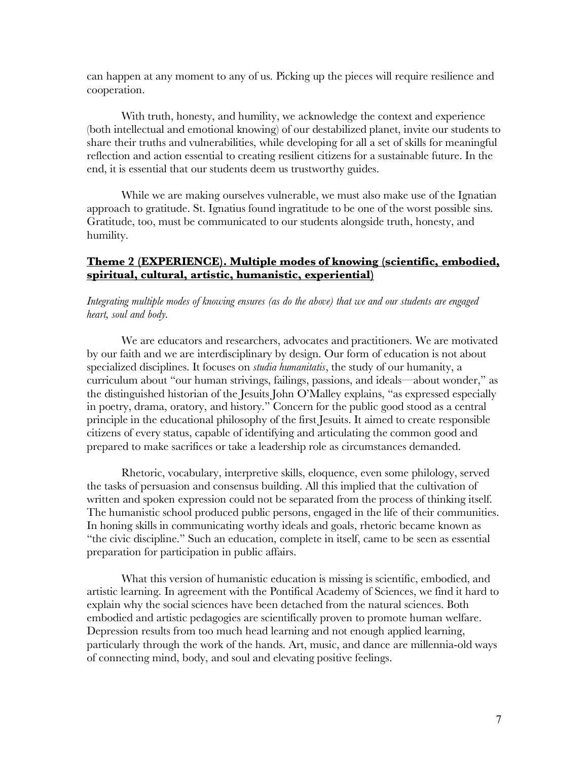can happen at any moment to any of us. Picking up the pieces will require resilience and cooperation.

With truth, honesty, and humility, we acknowledge the context and experience (both intellectual and emotional knowing) of our destabilized planet, invite our students to share their truths and vulnerabilities, while developing for all a set of skills for meaningful reflection and action essential to creating resilient citizens for a sustainable future. In the end, it is essential that our students deem us trustworthy guides.

While we are making ourselves vulnerable, we must also make use of the Ignatian approach to gratitude. St. Ignatius found ingratitude to be one of the worst possible sins. Gratitude, too, must be communicated to our students alongside truth, honesty, and humility.

## Theme 2 (EXPERIENCE). Multiple modes of knowing (scientific, embodied, spiritual, cultural, artistic, humanistic, experiential)

*Integrating multiple modes of knowing ensures (as do the above) that we and our students are engaged heart, soul and body.*

We are educators and researchers, advocates and practitioners. We are motivated by our faith and we are interdisciplinary by design. Our form of education is not about specialized disciplines. It focuses on *studia humanitatis*, the study of our humanity, a curriculum about "our human strivings, failings, passions, and ideals—about wonder," as the distinguished historian of the Jesuits John O'Malley explains, "as expressed especially in poetry, drama, oratory, and history." Concern for the public good stood as a central principle in the educational philosophy of the first Jesuits. It aimed to create responsible citizens of every status, capable of identifying and articulating the common good and prepared to make sacrifices or take a leadership role as circumstances demanded.

Rhetoric, vocabulary, interpretive skills, eloquence, even some philology, served the tasks of persuasion and consensus building. All this implied that the cultivation of written and spoken expression could not be separated from the process of thinking itself. The humanistic school produced public persons, engaged in the life of their communities. In honing skills in communicating worthy ideals and goals, rhetoric became known as "the civic discipline." Such an education, complete in itself, came to be seen as essential preparation for participation in public affairs.

What this version of humanistic education is missing is scientific, embodied, and artistic learning. In agreement with the Pontifical Academy of Sciences, we find it hard to explain why the social sciences have been detached from the natural sciences. Both embodied and artistic pedagogies are scientifically proven to promote human welfare. Depression results from too much head learning and not enough applied learning, particularly through the work of the hands. Art, music, and dance are millennia-old ways of connecting mind, body, and soul and elevating positive feelings.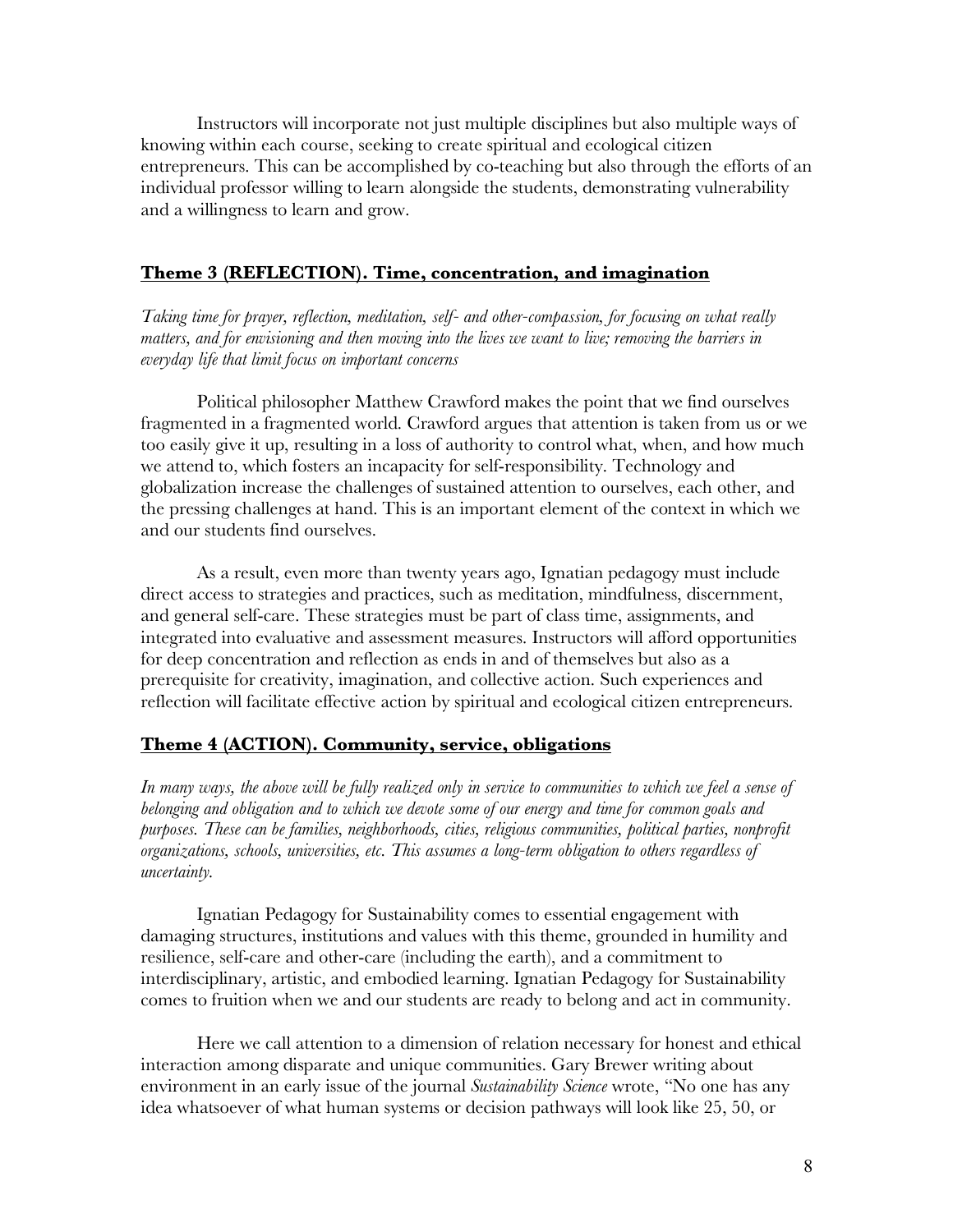Instructors will incorporate not just multiple disciplines but also multiple ways of knowing within each course, seeking to create spiritual and ecological citizen entrepreneurs. This can be accomplished by co-teaching but also through the efforts of an individual professor willing to learn alongside the students, demonstrating vulnerability and a willingness to learn and grow.

## Theme 3 (REFLECTION). Time, concentration, and imagination

*Taking time for prayer, reflection, meditation, self- and other-compassion, for focusing on what really matters, and for envisioning and then moving into the lives we want to live; removing the barriers in everyday life that limit focus on important concerns*

Political philosopher Matthew Crawford makes the point that we find ourselves fragmented in a fragmented world. Crawford argues that attention is taken from us or we too easily give it up, resulting in a loss of authority to control what, when, and how much we attend to, which fosters an incapacity for self-responsibility. Technology and globalization increase the challenges of sustained attention to ourselves, each other, and the pressing challenges at hand. This is an important element of the context in which we and our students find ourselves.

As a result, even more than twenty years ago, Ignatian pedagogy must include direct access to strategies and practices, such as meditation, mindfulness, discernment, and general self-care. These strategies must be part of class time, assignments, and integrated into evaluative and assessment measures. Instructors will afford opportunities for deep concentration and reflection as ends in and of themselves but also as a prerequisite for creativity, imagination, and collective action. Such experiences and reflection will facilitate effective action by spiritual and ecological citizen entrepreneurs.

## Theme 4 (ACTION). Community, service, obligations

*In many ways, the above will be fully realized only in service to communities to which we feel a sense of belonging and obligation and to which we devote some of our energy and time for common goals and purposes. These can be families, neighborhoods, cities, religious communities, political parties, nonprofit organizations, schools, universities, etc. This assumes a long-term obligation to others regardless of uncertainty.*

Ignatian Pedagogy for Sustainability comes to essential engagement with damaging structures, institutions and values with this theme, grounded in humility and resilience, self-care and other-care (including the earth), and a commitment to interdisciplinary, artistic, and embodied learning. Ignatian Pedagogy for Sustainability comes to fruition when we and our students are ready to belong and act in community.

Here we call attention to a dimension of relation necessary for honest and ethical interaction among disparate and unique communities. Gary Brewer writing about environment in an early issue of the journal *Sustainability Science* wrote, "No one has any idea whatsoever of what human systems or decision pathways will look like 25, 50, or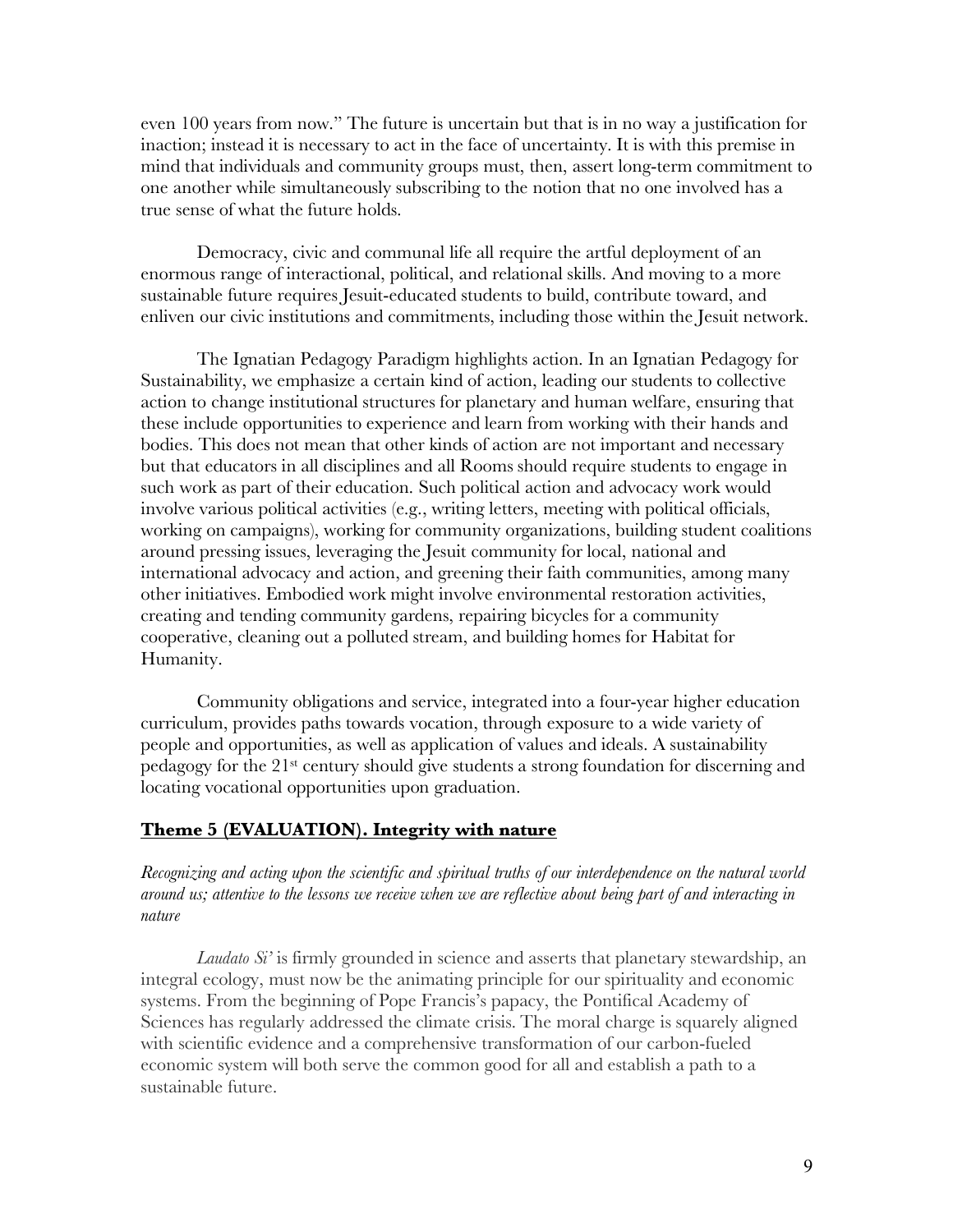even 100 years from now." The future is uncertain but that is in no way a justification for inaction; instead it is necessary to act in the face of uncertainty. It is with this premise in mind that individuals and community groups must, then, assert long-term commitment to one another while simultaneously subscribing to the notion that no one involved has a true sense of what the future holds.

Democracy, civic and communal life all require the artful deployment of an enormous range of interactional, political, and relational skills. And moving to a more sustainable future requires Jesuit-educated students to build, contribute toward, and enliven our civic institutions and commitments, including those within the Jesuit network.

The Ignatian Pedagogy Paradigm highlights action. In an Ignatian Pedagogy for Sustainability, we emphasize a certain kind of action, leading our students to collective action to change institutional structures for planetary and human welfare, ensuring that these include opportunities to experience and learn from working with their hands and bodies. This does not mean that other kinds of action are not important and necessary but that educators in all disciplines and all Rooms should require students to engage in such work as part of their education. Such political action and advocacy work would involve various political activities (e.g., writing letters, meeting with political officials, working on campaigns), working for community organizations, building student coalitions around pressing issues, leveraging the Jesuit community for local, national and international advocacy and action, and greening their faith communities, among many other initiatives. Embodied work might involve environmental restoration activities, creating and tending community gardens, repairing bicycles for a community cooperative, cleaning out a polluted stream, and building homes for Habitat for Humanity.

Community obligations and service, integrated into a four-year higher education curriculum, provides paths towards vocation, through exposure to a wide variety of people and opportunities, as well as application of values and ideals. A sustainability pedagogy for the 21st century should give students a strong foundation for discerning and locating vocational opportunities upon graduation.

## Theme 5 (EVALUATION). Integrity with nature

*Recognizing and acting upon the scientific and spiritual truths of our interdependence on the natural world around us; attentive to the lessons we receive when we are reflective about being part of and interacting in nature*

*Laudato Si'* is firmly grounded in science and asserts that planetary stewardship, an integral ecology, must now be the animating principle for our spirituality and economic systems. From the beginning of Pope Francis's papacy, the Pontifical Academy of Sciences has regularly addressed the climate crisis. The moral charge is squarely aligned with scientific evidence and a comprehensive transformation of our carbon-fueled economic system will both serve the common good for all and establish a path to a sustainable future.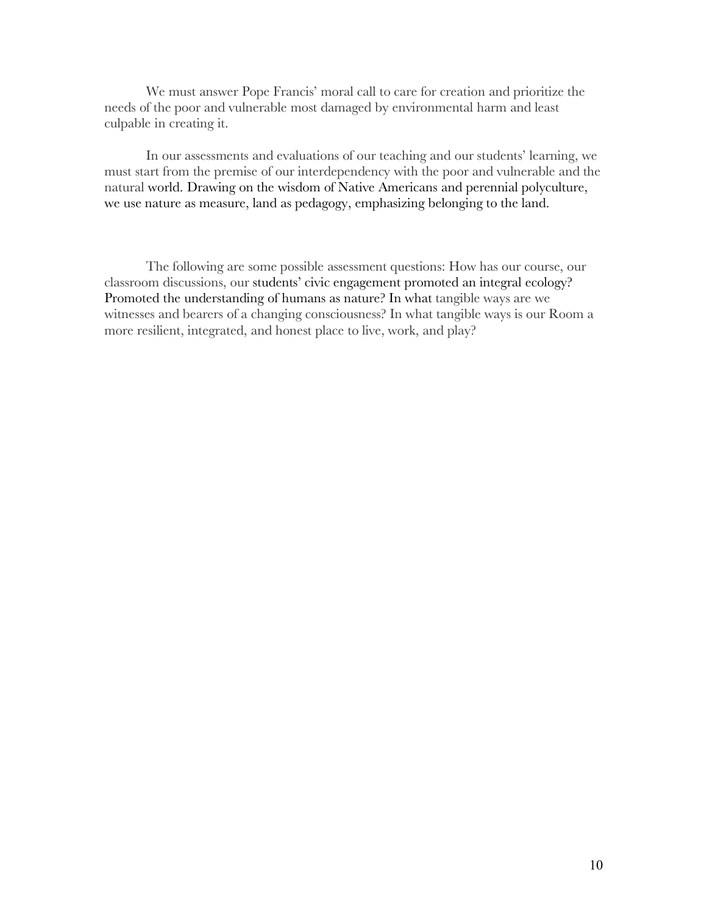We must answer Pope Francis' moral call to care for creation and prioritize the needs of the poor and vulnerable most damaged by environmental harm and least culpable in creating it.

In our assessments and evaluations of our teaching and our students' learning, we must start from the premise of our interdependency with the poor and vulnerable and the natural world. Drawing on the wisdom of Native Americans and perennial polyculture, we use nature as measure, land as pedagogy, emphasizing belonging to the land.

The following are some possible assessment questions: How has our course, our classroom discussions, our students' civic engagement promoted an integral ecology? Promoted the understanding of humans as nature? In what tangible ways are we witnesses and bearers of a changing consciousness? In what tangible ways is our Room a more resilient, integrated, and honest place to live, work, and play?